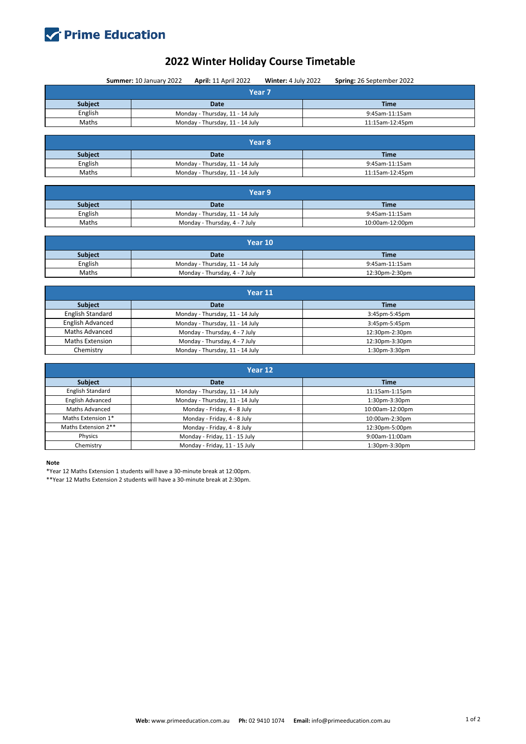**Prime Education**

# 2022 Winter Holiday Course Timetable

**Summer:** 10 January 2022 **April:** 11 April 2022 **Winter:** 4 July 2022 **Spring:** 26 September 2022

## Year 7

| Subject | Date | Time |
|---|---|---|
| English | Monday - Thursday, 11 - 14 July | 9:45am-11:15am |
| Maths | Monday - Thursday, 11 - 14 July | 11:15am-12:45pm |

## Year 8

| Subject | Date | Time |
|---|---|---|
| English | Monday - Thursday, 11 - 14 July | 9:45am-11:15am |
| Maths | Monday - Thursday, 11 - 14 July | 11:15am-12:45pm |

## Year 9

| Subject | Date | Time |
|---|---|---|
| English | Monday - Thursday, 11 - 14 July | 9:45am-11:15am |
| Maths | Monday - Thursday, 4 - 7 July | 10:00am-12:00pm |

## Year 10

| Subject | Date | Time |
|---|---|---|
| English | Monday - Thursday, 11 - 14 July | 9:45am-11:15am |
| Maths | Monday - Thursday, 4 - 7 July | 12:30pm-2:30pm |

## Year 11

| Subject | Date | Time |
|---|---|---|
| English Standard | Monday - Thursday, 11 - 14 July | 3:45pm-5:45pm |
| English Advanced | Monday - Thursday, 11 - 14 July | 3:45pm-5:45pm |
| Maths Advanced | Monday - Thursday, 4 - 7 July | 12:30pm-2:30pm |
| Maths Extension | Monday - Thursday, 4 - 7 July | 12:30pm-3:30pm |
| Chemistry | Monday - Thursday, 11 - 14 July | 1:30pm-3:30pm |

## Year 12

| Subject | Date | Time |
|---|---|---|
| English Standard | Monday - Thursday, 11 - 14 July | 11:15am-1:15pm |
| English Advanced | Monday - Thursday, 11 - 14 July | 1:30pm-3:30pm |
| Maths Advanced | Monday - Friday, 4 - 8 July | 10:00am-12:00pm |
| Maths Extension 1* | Monday - Friday, 4 - 8 July | 10:00am-2:30pm |
| Maths Extension 2** | Monday - Friday, 4 - 8 July | 12:30pm-5:00pm |
| Physics | Monday - Friday, 11 - 15 July | 9:00am-11:00am |
| Chemistry | Monday - Friday, 11 - 15 July | 1:30pm-3:30pm |

**Note**

*Year 12 Maths Extension 1 students will have a 30-minute break at 12:00pm.

**Year 12 Maths Extension 2 students will have a 30-minute break at 2:30pm.

**Web:** www.primeeducation.com.au **Ph:** 02 9410 1074 **Email:** info@primeeducation.com.au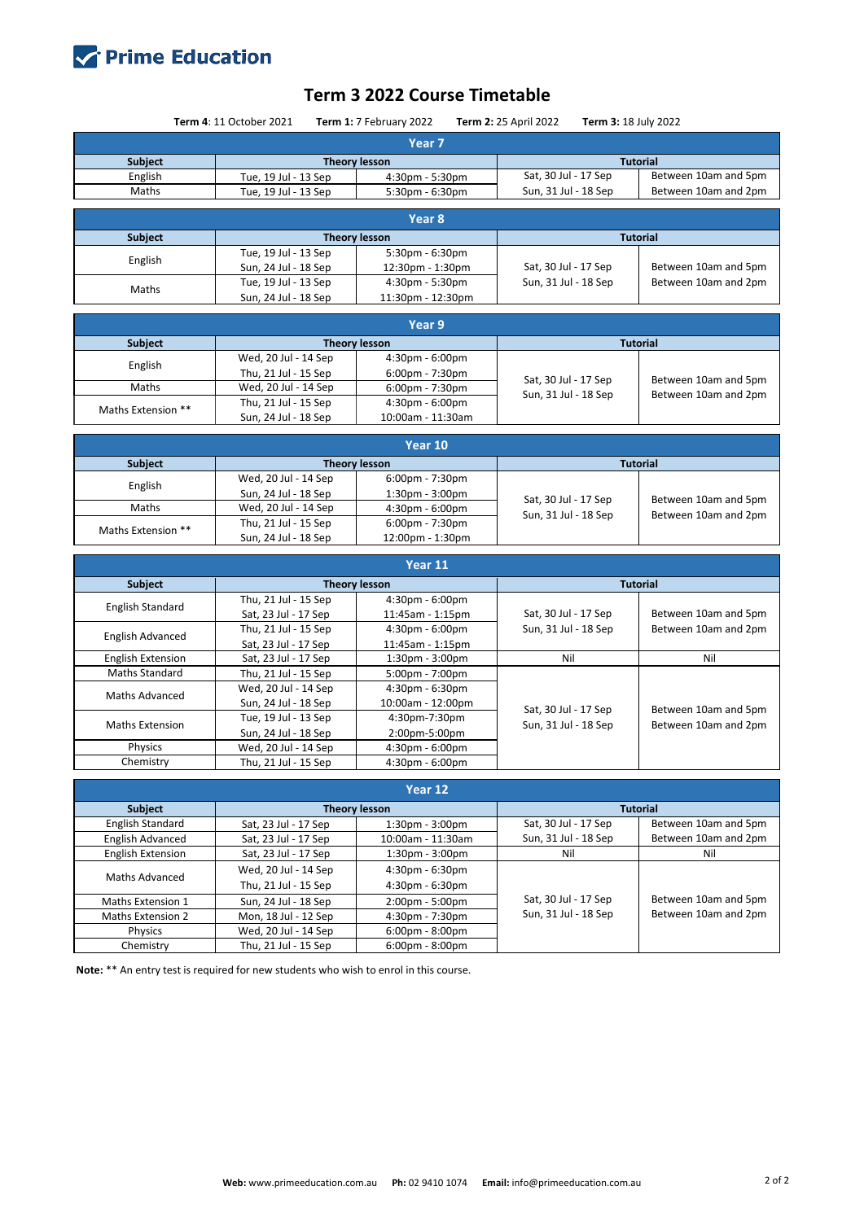Prime Education

# Term 3 2022 Course Timetable

**Term 4**: 11 October 2021 **Term 1:** 7 February 2022 **Term 2:** 25 April 2022 **Term 3:** 18 July 2022

## Year 7

| Subject | Theory lesson | | Tutorial | |
|---|---|---|---|---|
| English | Tue, 19 Jul - 13 Sep | 4:30pm - 5:30pm | Sat, 30 Jul - 17 Sep | Between 10am and 5pm |
| Maths | Tue, 19 Jul - 13 Sep | 5:30pm - 6:30pm | Sun, 31 Jul - 18 Sep | Between 10am and 2pm |

## Year 8

| Subject | Theory lesson | | Tutorial | |
|---|---|---|---|---|
| English | Tue, 19 Jul - 13 Sep | 5:30pm - 6:30pm | Sat, 30 Jul - 17 Sep | Between 10am and 5pm |
| | Sun, 24 Jul - 18 Sep | 12:30pm - 1:30pm | Sun, 31 Jul - 18 Sep | Between 10am and 2pm |
| Maths | Tue, 19 Jul - 13 Sep | 4:30pm - 5:30pm | | |
| | Sun, 24 Jul - 18 Sep | 11:30pm - 12:30pm | | |

## Year 9

| Subject | Theory lesson | | Tutorial | |
|---|---|---|---|---|
| English | Wed, 20 Jul - 14 Sep | 4:30pm - 6:00pm | Sat, 30 Jul - 17 Sep | Between 10am and 5pm |
| | Thu, 21 Jul - 15 Sep | 6:00pm - 7:30pm | Sun, 31 Jul - 18 Sep | Between 10am and 2pm |
| Maths | Wed, 20 Jul - 14 Sep | 6:00pm - 7:30pm | | |
| Maths Extension ** | Thu, 21 Jul - 15 Sep | 4:30pm - 6:00pm | | |
| | Sun, 24 Jul - 18 Sep | 10:00am - 11:30am | | |

## Year 10

| Subject | Theory lesson | | Tutorial | |
|---|---|---|---|---|
| English | Wed, 20 Jul - 14 Sep | 6:00pm - 7:30pm | Sat, 30 Jul - 17 Sep | Between 10am and 5pm |
| | Sun, 24 Jul - 18 Sep | 1:30pm - 3:00pm | Sun, 31 Jul - 18 Sep | Between 10am and 2pm |
| Maths | Wed, 20 Jul - 14 Sep | 4:30pm - 6:00pm | | |
| Maths Extension ** | Thu, 21 Jul - 15 Sep | 6:00pm - 7:30pm | | |
| | Sun, 24 Jul - 18 Sep | 12:00pm - 1:30pm | | |

## Year 11

| Subject | Theory lesson | | Tutorial | |
|---|---|---|---|---|
| English Standard | Thu, 21 Jul - 15 Sep | 4:30pm - 6:00pm | Sat, 30 Jul - 17 Sep | Between 10am and 5pm |
| | Sat, 23 Jul - 17 Sep | 11:45am - 1:15pm | Sun, 31 Jul - 18 Sep | Between 10am and 2pm |
| English Advanced | Thu, 21 Jul - 15 Sep | 4:30pm - 6:00pm | | |
| | Sat, 23 Jul - 17 Sep | 11:45am - 1:15pm | | |
| English Extension | Sat, 23 Jul - 17 Sep | 1:30pm - 3:00pm | Nil | Nil |
| Maths Standard | Thu, 21 Jul - 15 Sep | 5:00pm - 7:00pm | Sat, 30 Jul - 17 Sep | Between 10am and 5pm |
| Maths Advanced | Wed, 20 Jul - 14 Sep | 4:30pm - 6:30pm | Sun, 31 Jul - 18 Sep | Between 10am and 2pm |
| | Sun, 24 Jul - 18 Sep | 10:00am - 12:00pm | | |
| Maths Extension | Tue, 19 Jul - 13 Sep | 4:30pm-7:30pm | | |
| | Sun, 24 Jul - 18 Sep | 2:00pm-5:00pm | | |
| Physics | Wed, 20 Jul - 14 Sep | 4:30pm - 6:00pm | | |
| Chemistry | Thu, 21 Jul - 15 Sep | 4:30pm - 6:00pm | | |

## Year 12

| Subject | Theory lesson | | Tutorial | |
|---|---|---|---|---|
| English Standard | Sat, 23 Jul - 17 Sep | 1:30pm - 3:00pm | Sat, 30 Jul - 17 Sep | Between 10am and 5pm |
| English Advanced | Sat, 23 Jul - 17 Sep | 10:00am - 11:30am | Sun, 31 Jul - 18 Sep | Between 10am and 2pm |
| English Extension | Sat, 23 Jul - 17 Sep | 1:30pm - 3:00pm | Nil | Nil |
| Maths Advanced | Wed, 20 Jul - 14 Sep | 4:30pm - 6:30pm | Sat, 30 Jul - 17 Sep | Between 10am and 5pm |
| | Thu, 21 Jul - 15 Sep | 4:30pm - 6:30pm | Sun, 31 Jul - 18 Sep | Between 10am and 2pm |
| Maths Extension 1 | Sun, 24 Jul - 18 Sep | 2:00pm - 5:00pm | | |
| Maths Extension 2 | Mon, 18 Jul - 12 Sep | 4:30pm - 7:30pm | | |
| Physics | Wed, 20 Jul - 14 Sep | 6:00pm - 8:00pm | | |
| Chemistry | Thu, 21 Jul - 15 Sep | 6:00pm - 8:00pm | | |

**Note:** ** An entry test is required for new students who wish to enrol in this course.

**Web:** www.primeeducation.com.au **Ph:** 02 9410 1074 **Email:** info@primeeducation.com.au